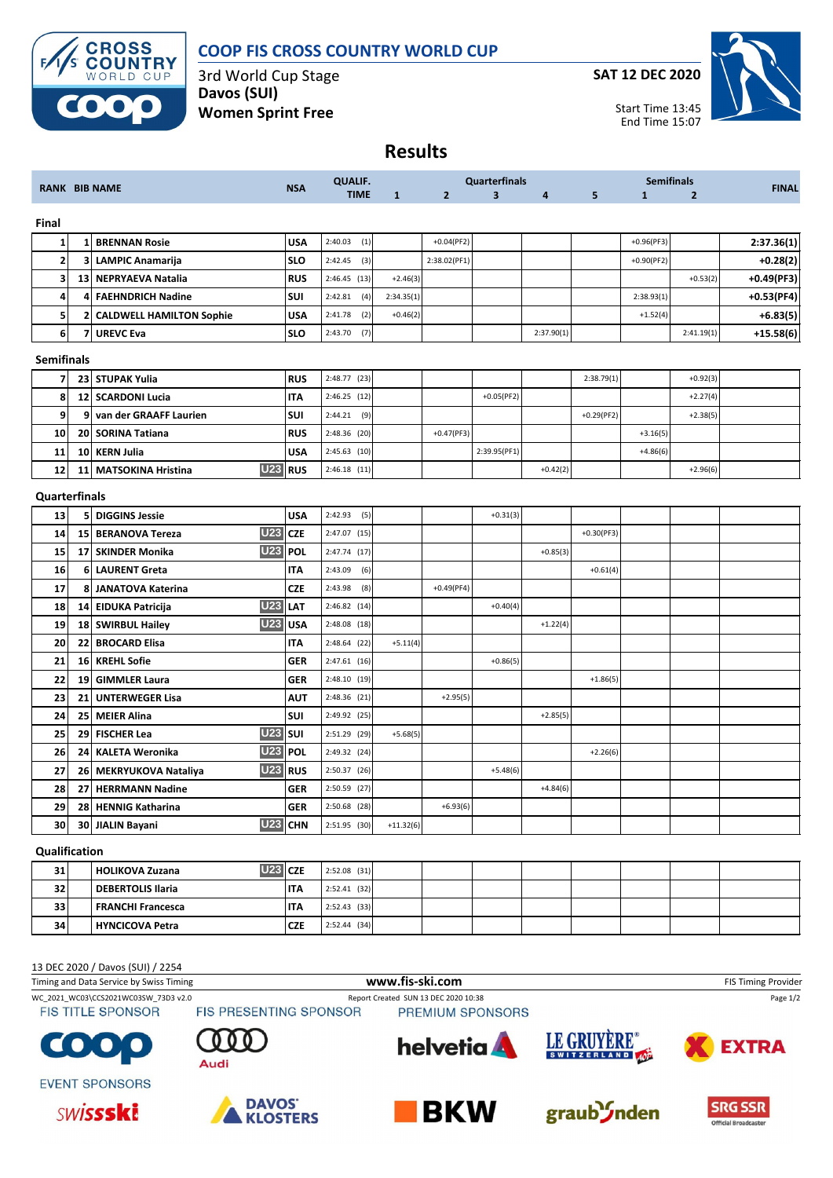# COOP FIS CROSS COUNTRY WORLD CUP

3rd World Cup Stage
**Davos (SUI)**
**Women Sprint Free**

**SAT 12 DEC 2020**

Start Time 13:45
End Time 15:07

## Results

| RANK | BIB | NAME | | NSA | QUALIF. TIME | Quarterfinals 1 | 2 | 3 | 4 | 5 | Semifinals 1 | 2 | FINAL |
|---|---|---|---|---|---|---|---|---|---|---|---|---|---|
| **Final** | | | | | | | | | | | | | |
| 1 | 1 | BRENNAN Rosie | | USA | 2:40.03 (1) | | +0.04(PF2) | | | | +0.96(PF3) | | 2:37.36(1) |
| 2 | 3 | LAMPIC Anamarija | | SLO | 2:42.45 (3) | | 2:38.02(PF1) | | | | +0.90(PF2) | | +0.28(2) |
| 3 | 13 | NEPRYAEVA Natalia | | RUS | 2:46.45 (13) | +2.46(3) | | | | | | +0.53(2) | +0.49(PF3) |
| 4 | 4 | FAEHNDRICH Nadine | | SUI | 2:42.81 (4) | 2:34.35(1) | | | | | 2:38.93(1) | | +0.53(PF4) |
| 5 | 2 | CALDWELL HAMILTON Sophie | | USA | 2:41.78 (2) | +0.46(2) | | | | | +1.52(4) | | +6.83(5) |
| 6 | 7 | UREVC Eva | | SLO | 2:43.70 (7) | | | | 2:37.90(1) | | | 2:41.19(1) | +15.58(6) |
| **Semifinals** | | | | | | | | | | | | | |
| 7 | 23 | STUPAK Yulia | | RUS | 2:48.77 (23) | | | | | 2:38.79(1) | | +0.92(3) | |
| 8 | 12 | SCARDONI Lucia | | ITA | 2:46.25 (12) | | | +0.05(PF2) | | | | +2.27(4) | |
| 9 | 9 | van der GRAAFF Laurien | | SUI | 2:44.21 (9) | | | | | +0.29(PF2) | | +2.38(5) | |
| 10 | 20 | SORINA Tatiana | | RUS | 2:48.36 (20) | | +0.47(PF3) | | | | +3.16(5) | | |
| 11 | 10 | KERN Julia | | USA | 2:45.63 (10) | | | 2:39.95(PF1) | | | +4.86(6) | | |
| 12 | 11 | MATSOKINA Hristina | U23 | RUS | 2:46.18 (11) | | | | +0.42(2) | | | +2.96(6) | |
| **Quarterfinals** | | | | | | | | | | | | | |
| 13 | 5 | DIGGINS Jessie | | USA | 2:42.93 (5) | | | +0.31(3) | | | | | |
| 14 | 15 | BERANOVA Tereza | U23 | CZE | 2:47.07 (15) | | | | | +0.30(PF3) | | | |
| 15 | 17 | SKINDER Monika | U23 | POL | 2:47.74 (17) | | | | +0.85(3) | | | | |
| 16 | 6 | LAURENT Greta | | ITA | 2:43.09 (6) | | | | | +0.61(4) | | | |
| 17 | 8 | JANATOVA Katerina | | CZE | 2:43.98 (8) | | +0.49(PF4) | | | | | | |
| 18 | 14 | EIDUKA Patricija | U23 | LAT | 2:46.82 (14) | | | +0.40(4) | | | | | |
| 19 | 18 | SWIRBUL Hailey | U23 | USA | 2:48.08 (18) | | | | +1.22(4) | | | | |
| 20 | 22 | BROCARD Elisa | | ITA | 2:48.64 (22) | +5.11(4) | | | | | | | |
| 21 | 16 | KREHL Sofie | | GER | 2:47.61 (16) | | | +0.86(5) | | | | | |
| 22 | 19 | GIMMLER Laura | | GER | 2:48.10 (19) | | | | | +1.86(5) | | | |
| 23 | 21 | UNTERWEGER Lisa | | AUT | 2:48.36 (21) | | +2.95(5) | | | | | | |
| 24 | 25 | MEIER Alina | | SUI | 2:49.92 (25) | | | | +2.85(5) | | | | |
| 25 | 29 | FISCHER Lea | U23 | SUI | 2:51.29 (29) | +5.68(5) | | | | | | | |
| 26 | 24 | KALETA Weronika | U23 | POL | 2:49.32 (24) | | | | | +2.26(6) | | | |
| 27 | 26 | MEKRYUKOVA Nataliya | U23 | RUS | 2:50.37 (26) | | | +5.48(6) | | | | | |
| 28 | 27 | HERRMANN Nadine | | GER | 2:50.59 (27) | | | | +4.84(6) | | | | |
| 29 | 28 | HENNIG Katharina | | GER | 2:50.68 (28) | | +6.93(6) | | | | | | |
| 30 | 30 | JIALIN Bayani | U23 | CHN | 2:51.95 (30) | +11.32(6) | | | | | | | |
| **Qualification** | | | | | | | | | | | | | |
| 31 | | HOLIKOVA Zuzana | U23 | CZE | 2:52.08 (31) | | | | | | | | |
| 32 | | DEBERTOLIS Ilaria | | ITA | 2:52.41 (32) | | | | | | | | |
| 33 | | FRANCHI Francesca | | ITA | 2:52.43 (33) | | | | | | | | |
| 34 | | HYNCICOVA Petra | | CZE | 2:52.44 (34) | | | | | | | | |

13 DEC 2020 / Davos (SUI) / 2254

Timing and Data Service by Swiss Timing — www.fis-ski.com — FIS Timing Provider

WC_2021_WC03\CCS2021WC03SW_73D3 v2.0 — Report Created SUN 13 DEC 2020 10:38

FIS TITLE SPONSOR: COOP — FIS PRESENTING SPONSOR: Audi — PREMIUM SPONSORS: helvetia, LE GRUYÈRE SWITZERLAND AOP, EXTRA

EVENT SPONSORS: swissski, DAVOS KLOSTERS, BKW, graubünden, SRG SSR Official Broadcaster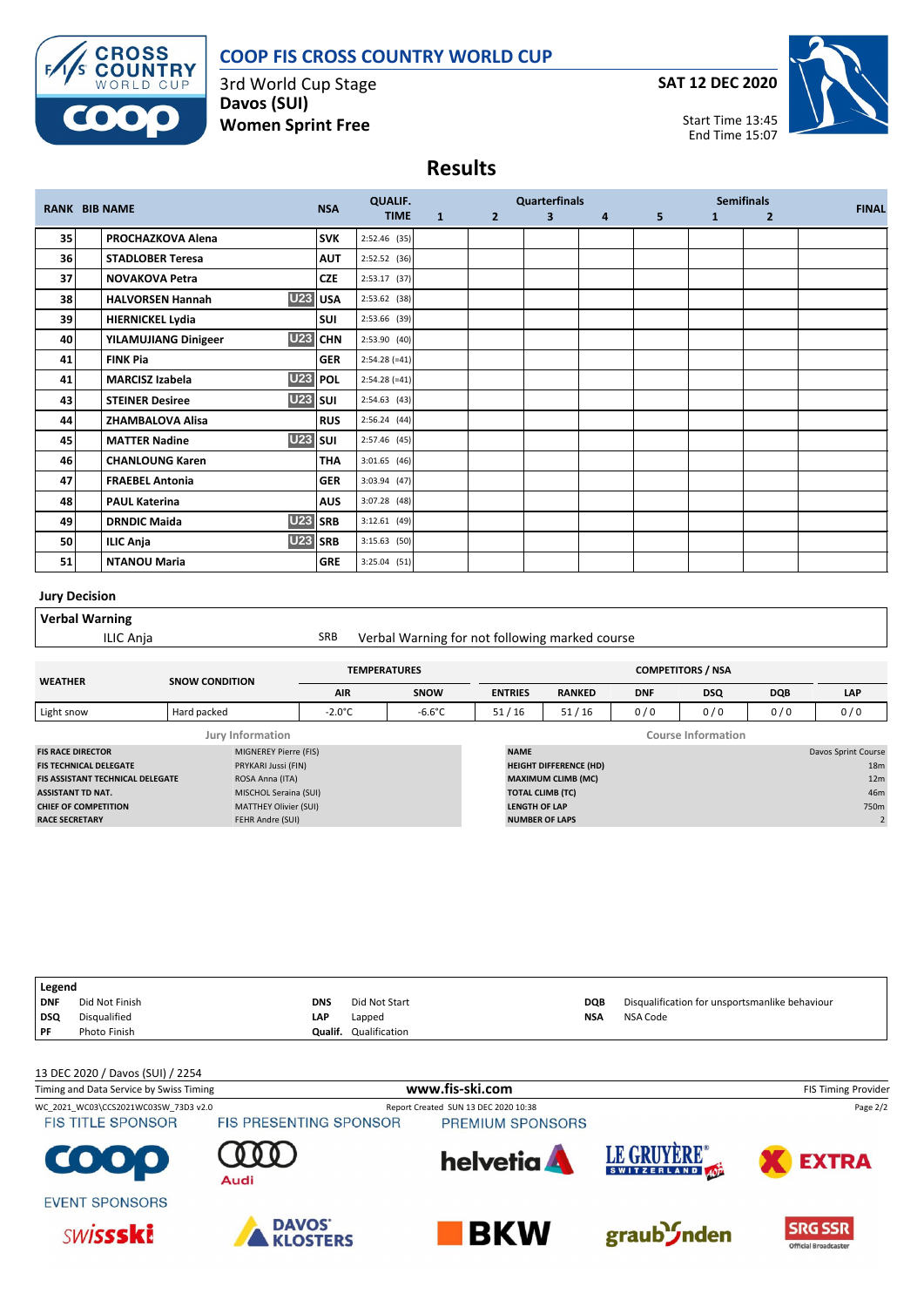# COOP FIS CROSS COUNTRY WORLD CUP

3rd World Cup Stage
**Davos (SUI)**
**Women Sprint Free**

**SAT 12 DEC 2020**

Start Time 13:45
End Time 15:07

## Results

| RANK | BIB | NAME | | NSA | QUALIF. TIME | Quarterfinals 1 | 2 | 3 | 4 | 5 | Semifinals 1 | 2 | FINAL |
|---|---|---|---|---|---|---|---|---|---|---|---|---|---|
| 35 | | PROCHAZKOVA Alena | | SVK | 2:52.46 (35) | | | | | | | | |
| 36 | | STADLOBER Teresa | | AUT | 2:52.52 (36) | | | | | | | | |
| 37 | | NOVAKOVA Petra | | CZE | 2:53.17 (37) | | | | | | | | |
| 38 | | HALVORSEN Hannah | U23 | USA | 2:53.62 (38) | | | | | | | | |
| 39 | | HIERNICKEL Lydia | | SUI | 2:53.66 (39) | | | | | | | | |
| 40 | | YILAMUJIANG Dinigeer | U23 | CHN | 2:53.90 (40) | | | | | | | | |
| 41 | | FINK Pia | | GER | 2:54.28 (=41) | | | | | | | | |
| 41 | | MARCISZ Izabela | U23 | POL | 2:54.28 (=41) | | | | | | | | |
| 43 | | STEINER Desiree | U23 | SUI | 2:54.63 (43) | | | | | | | | |
| 44 | | ZHAMBALOVA Alisa | | RUS | 2:56.24 (44) | | | | | | | | |
| 45 | | MATTER Nadine | U23 | SUI | 2:57.46 (45) | | | | | | | | |
| 46 | | CHANLOUNG Karen | | THA | 3:01.65 (46) | | | | | | | | |
| 47 | | FRAEBEL Antonia | | GER | 3:03.94 (47) | | | | | | | | |
| 48 | | PAUL Katerina | | AUS | 3:07.28 (48) | | | | | | | | |
| 49 | | DRNDIC Maida | U23 | SRB | 3:12.61 (49) | | | | | | | | |
| 50 | | ILIC Anja | U23 | SRB | 3:15.63 (50) | | | | | | | | |
| 51 | | NTANOU Maria | | GRE | 3:25.04 (51) | | | | | | | | |

### Jury Decision

**Verbal Warning**

| | | |
|---|---|---|
| ILIC Anja | SRB | Verbal Warning for not following marked course |

| WEATHER | SNOW CONDITION | TEMPERATURES AIR | TEMPERATURES SNOW | COMPETITORS / NSA ENTRIES | RANKED | DNF | DSQ | DQB | LAP |
|---|---|---|---|---|---|---|---|---|---|
| Light snow | Hard packed | -2.0°C | -6.6°C | 51 / 16 | 51 / 16 | 0 / 0 | 0 / 0 | 0 / 0 | 0 / 0 |

**Jury Information**

| | |
|---|---|
| FIS RACE DIRECTOR | MIGNEREY Pierre (FIS) |
| FIS TECHNICAL DELEGATE | PRYKARI Jussi (FIN) |
| FIS ASSISTANT TECHNICAL DELEGATE | ROSA Anna (ITA) |
| ASSISTANT TD NAT. | MISCHOL Seraina (SUI) |
| CHIEF OF COMPETITION | MATTHEY Olivier (SUI) |
| RACE SECRETARY | FEHR Andre (SUI) |

**Course Information**

| | |
|---|---|
| NAME | Davos Sprint Course |
| HEIGHT DIFFERENCE (HD) | 18m |
| MAXIMUM CLIMB (MC) | 12m |
| TOTAL CLIMB (TC) | 46m |
| LENGTH OF LAP | 750m |
| NUMBER OF LAPS | 2 |

**Legend**

| | | | | | |
|---|---|---|---|---|---|
| DNF | Did Not Finish | DNS | Did Not Start | DQB | Disqualification for unsportsmanlike behaviour |
| DSQ | Disqualified | LAP | Lapped | NSA | NSA Code |
| PF | Photo Finish | Qualif. | Qualification | | |

13 DEC 2020 / Davos (SUI) / 2254

Timing and Data Service by Swiss Timing — www.fis-ski.com — FIS Timing Provider

WC_2021_WC03\CCS2021WC03SW_73D3 v2.0 — Report Created SUN 13 DEC 2020 10:38

FIS TITLE SPONSOR — FIS PRESENTING SPONSOR — PREMIUM SPONSORS — EVENT SPONSORS